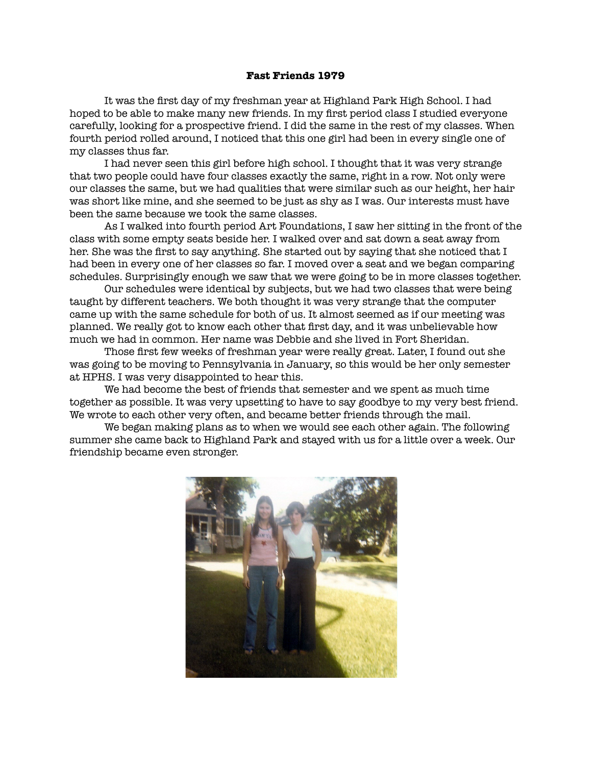# Fast Friends 1979

It was the first day of my freshman year at Highland Park High School. I had hoped to be able to make many new friends. In my first period class I studied everyone carefully, looking for a prospective friend. I did the same in the rest of my classes. When fourth period rolled around, I noticed that this one girl had been in every single one of my classes thus far.

I had never seen this girl before high school. I thought that it was very strange that two people could have four classes exactly the same, right in a row. Not only were our classes the same, but we had qualities that were similar such as our height, her hair was short like mine, and she seemed to be just as shy as I was. Our interests must have been the same because we took the same classes.

As I walked into fourth period Art Foundations, I saw her sitting in the front of the class with some empty seats beside her. I walked over and sat down a seat away from her. She was the first to say anything. She started out by saying that she noticed that I had been in every one of her classes so far. I moved over a seat and we began comparing schedules. Surprisingly enough we saw that we were going to be in more classes together.

Our schedules were identical by subjects, but we had two classes that were being taught by different teachers. We both thought it was very strange that the computer came up with the same schedule for both of us. It almost seemed as if our meeting was planned. We really got to know each other that first day, and it was unbelievable how much we had in common. Her name was Debbie and she lived in Fort Sheridan.

Those first few weeks of freshman year were really great. Later, I found out she was going to be moving to Pennsylvania in January, so this would be her only semester at HPHS. I was very disappointed to hear this.

We had become the best of friends that semester and we spent as much time together as possible. It was very upsetting to have to say goodbye to my very best friend. We wrote to each other very often, and became better friends through the mail.

We began making plans as to when we would see each other again. The following summer she came back to Highland Park and stayed with us for a little over a week. Our friendship became even stronger.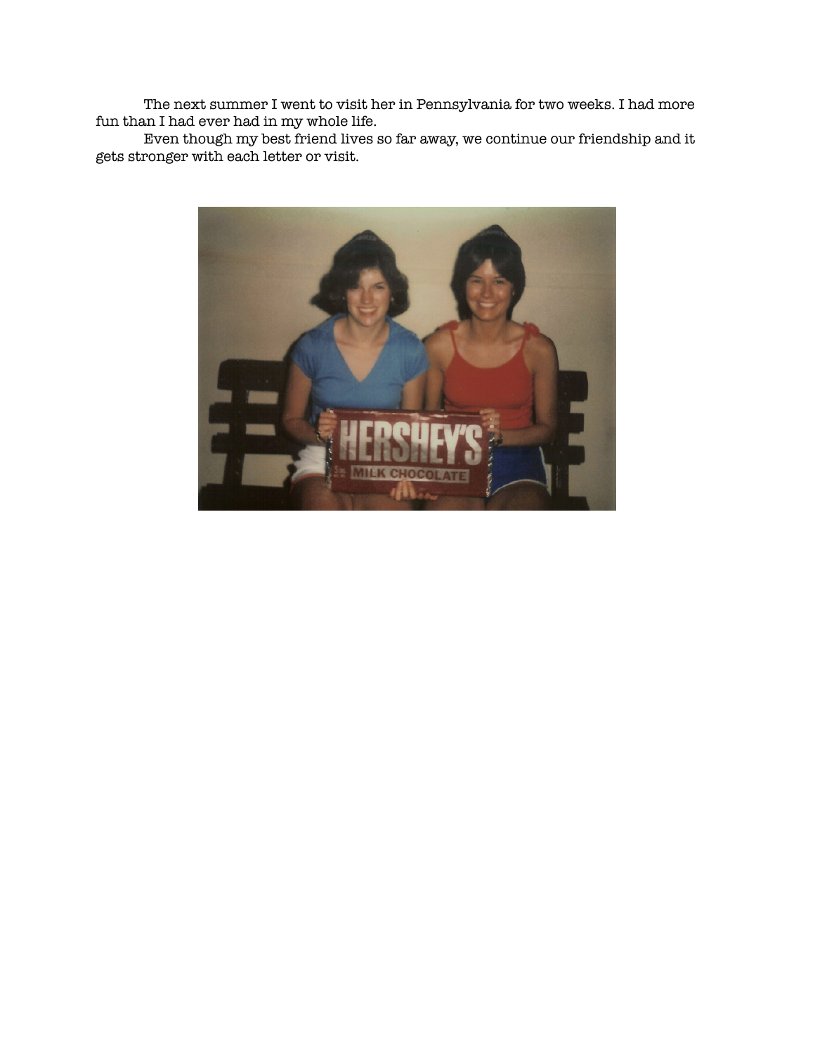The next summer I went to visit her in Pennsylvania for two weeks. I had more fun than I had ever had in my whole life.

Even though my best friend lives so far away, we continue our friendship and it gets stronger with each letter or visit.